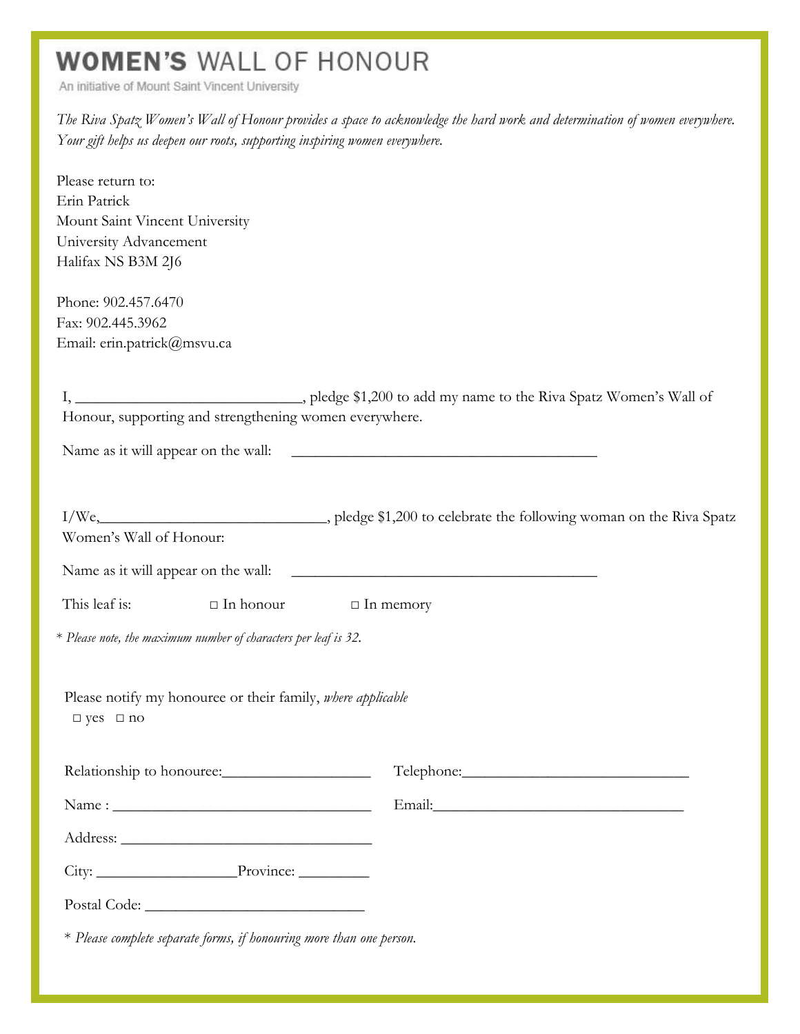# WOMEN'S WALL OF HONOUR

An initiative of Mount Saint Vincent University

*The Riva Spatz Women's Wall of Honour provides a space to acknowledge the hard work and determination of women everywhere. Your gift helps us deepen our roots, supporting inspiring women everywhere.*

Please return to:
Erin Patrick
Mount Saint Vincent University
University Advancement
Halifax NS B3M 2J6

Phone: 902.457.6470
Fax: 902.445.3962
Email: erin.patrick@msvu.ca

I, ____________________________, pledge $1,200 to add my name to the Riva Spatz Women's Wall of Honour, supporting and strengthening women everywhere.

Name as it will appear on the wall: ______________________________________

I/We,____________________________, pledge $1,200 to celebrate the following woman on the Riva Spatz Women's Wall of Honour:

Name as it will appear on the wall: ______________________________________

This leaf is: □ In honour □ In memory

* *Please note, the maximum number of characters per leaf is 32.*

Please notify my honouree or their family, *where applicable*
□ yes □ no

Relationship to honouree:__________________ Telephone:____________________________

Name : ________________________________ Email:________________________________

Address: _______________________________

City: _________________Province: _________

Postal Code: ___________________________

* *Please complete separate forms, if honouring more than one person.*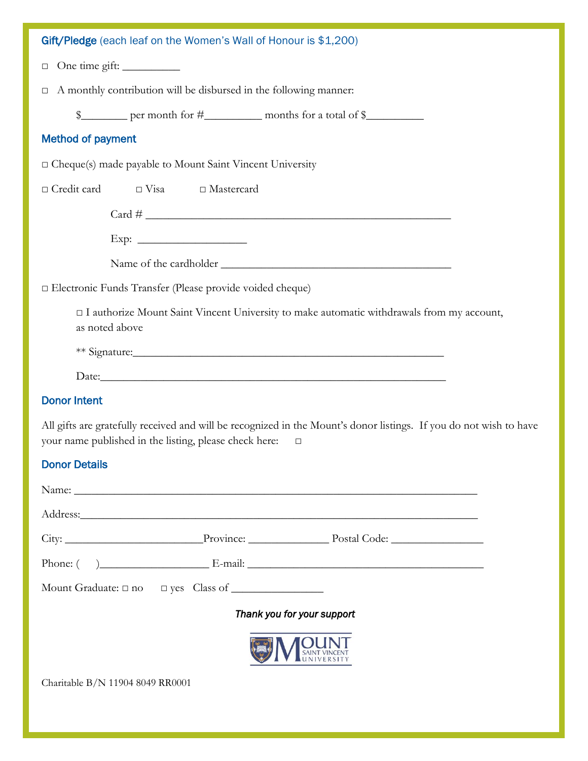## Gift/Pledge (each leaf on the Women's Wall of Honour is $1,200)

□ One time gift: __________

□ A monthly contribution will be disbursed in the following manner:

$________ per month for #__________ months for a total of $__________

## Method of payment

□ Cheque(s) made payable to Mount Saint Vincent University

□ Credit card □ Visa □ Mastercard

Card # ______________________________________________________

Exp: ___________________

Name of the cardholder _________________________________________

□ Electronic Funds Transfer (Please provide voided cheque)

□ I authorize Mount Saint Vincent University to make automatic withdrawals from my account, as noted above

** Signature:_______________________________________________________

Date:_____________________________________________________________

## Donor Intent

All gifts are gratefully received and will be recognized in the Mount's donor listings. If you do not wish to have your name published in the listing, please check here: □

## Donor Details

Name: ________________________________________________________________________

Address:______________________________________________________________________

City: ________________________Province: ______________ Postal Code: ________________

Phone: ( )___________________ E-mail: __________________________________________

Mount Graduate: □ no □ yes Class of ________________

*Thank you for your support*

Mount Saint Vincent University

Charitable B/N 11904 8049 RR0001